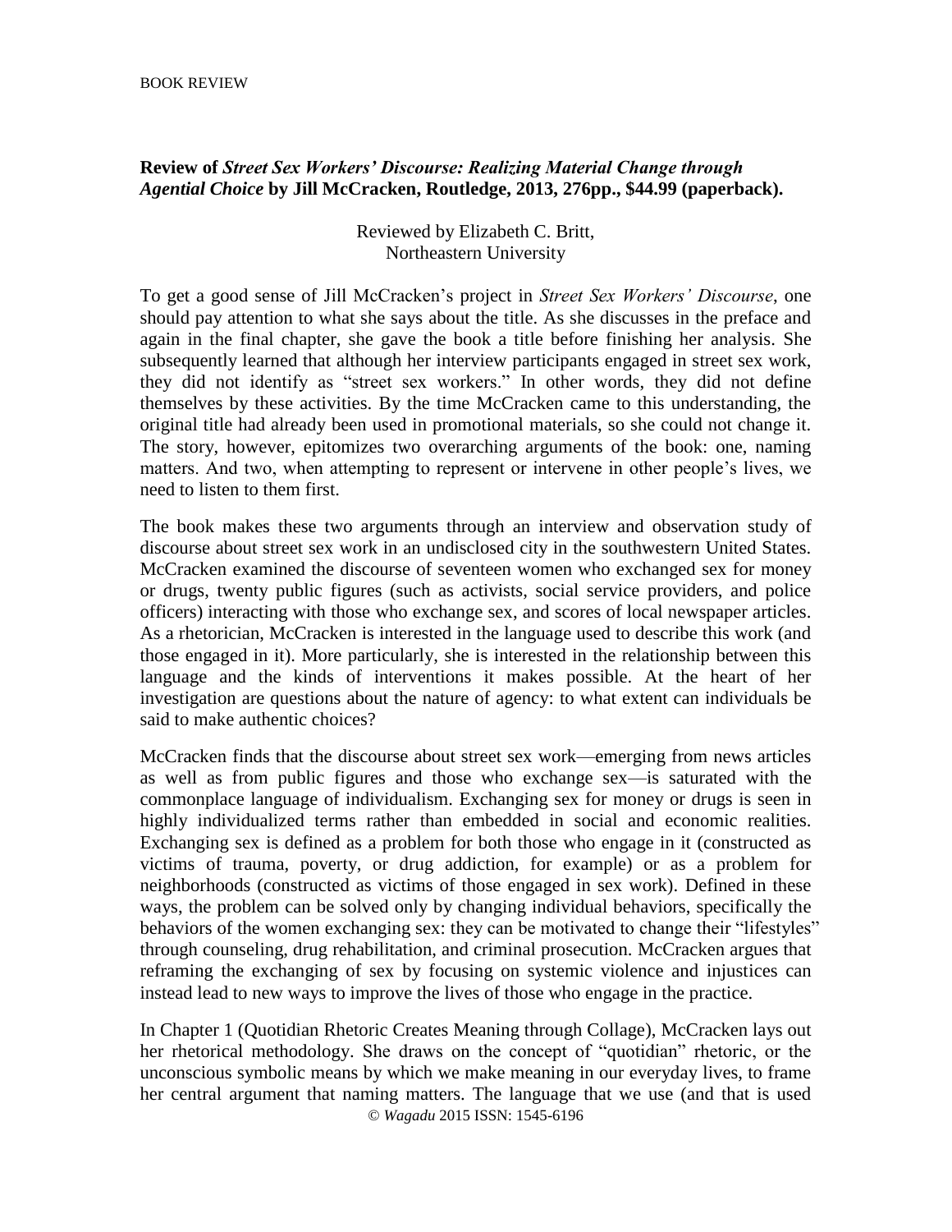BOOK REVIEW

**Review of *Street Sex Workers' Discourse: Realizing Material Change through Agential Choice* by Jill McCracken, Routledge, 2013, 276pp., $44.99 (paperback).**

Reviewed by Elizabeth C. Britt,
Northeastern University

To get a good sense of Jill McCracken's project in *Street Sex Workers' Discourse*, one should pay attention to what she says about the title. As she discusses in the preface and again in the final chapter, she gave the book a title before finishing her analysis. She subsequently learned that although her interview participants engaged in street sex work, they did not identify as "street sex workers." In other words, they did not define themselves by these activities. By the time McCracken came to this understanding, the original title had already been used in promotional materials, so she could not change it. The story, however, epitomizes two overarching arguments of the book: one, naming matters. And two, when attempting to represent or intervene in other people's lives, we need to listen to them first.

The book makes these two arguments through an interview and observation study of discourse about street sex work in an undisclosed city in the southwestern United States. McCracken examined the discourse of seventeen women who exchanged sex for money or drugs, twenty public figures (such as activists, social service providers, and police officers) interacting with those who exchange sex, and scores of local newspaper articles. As a rhetorician, McCracken is interested in the language used to describe this work (and those engaged in it). More particularly, she is interested in the relationship between this language and the kinds of interventions it makes possible. At the heart of her investigation are questions about the nature of agency: to what extent can individuals be said to make authentic choices?

McCracken finds that the discourse about street sex work—emerging from news articles as well as from public figures and those who exchange sex—is saturated with the commonplace language of individualism. Exchanging sex for money or drugs is seen in highly individualized terms rather than embedded in social and economic realities. Exchanging sex is defined as a problem for both those who engage in it (constructed as victims of trauma, poverty, or drug addiction, for example) or as a problem for neighborhoods (constructed as victims of those engaged in sex work). Defined in these ways, the problem can be solved only by changing individual behaviors, specifically the behaviors of the women exchanging sex: they can be motivated to change their "lifestyles" through counseling, drug rehabilitation, and criminal prosecution. McCracken argues that reframing the exchanging of sex by focusing on systemic violence and injustices can instead lead to new ways to improve the lives of those who engage in the practice.

In Chapter 1 (Quotidian Rhetoric Creates Meaning through Collage), McCracken lays out her rhetorical methodology. She draws on the concept of "quotidian" rhetoric, or the unconscious symbolic means by which we make meaning in our everyday lives, to frame her central argument that naming matters. The language that we use (and that is used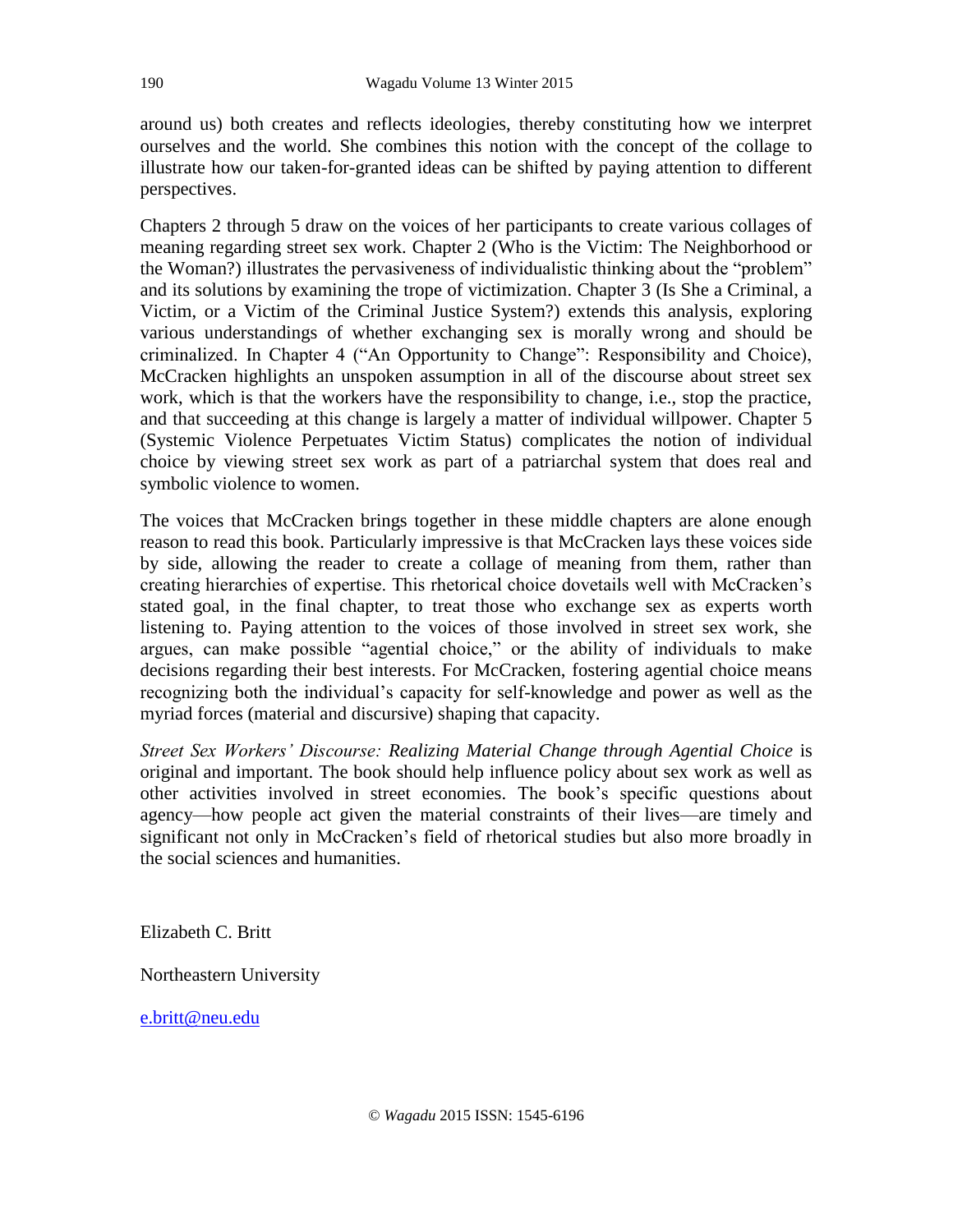around us) both creates and reflects ideologies, thereby constituting how we interpret ourselves and the world. She combines this notion with the concept of the collage to illustrate how our taken-for-granted ideas can be shifted by paying attention to different perspectives.

Chapters 2 through 5 draw on the voices of her participants to create various collages of meaning regarding street sex work. Chapter 2 (Who is the Victim: The Neighborhood or the Woman?) illustrates the pervasiveness of individualistic thinking about the "problem" and its solutions by examining the trope of victimization. Chapter 3 (Is She a Criminal, a Victim, or a Victim of the Criminal Justice System?) extends this analysis, exploring various understandings of whether exchanging sex is morally wrong and should be criminalized. In Chapter 4 ("An Opportunity to Change": Responsibility and Choice), McCracken highlights an unspoken assumption in all of the discourse about street sex work, which is that the workers have the responsibility to change, i.e., stop the practice, and that succeeding at this change is largely a matter of individual willpower. Chapter 5 (Systemic Violence Perpetuates Victim Status) complicates the notion of individual choice by viewing street sex work as part of a patriarchal system that does real and symbolic violence to women.

The voices that McCracken brings together in these middle chapters are alone enough reason to read this book. Particularly impressive is that McCracken lays these voices side by side, allowing the reader to create a collage of meaning from them, rather than creating hierarchies of expertise. This rhetorical choice dovetails well with McCracken's stated goal, in the final chapter, to treat those who exchange sex as experts worth listening to. Paying attention to the voices of those involved in street sex work, she argues, can make possible "agential choice," or the ability of individuals to make decisions regarding their best interests. For McCracken, fostering agential choice means recognizing both the individual's capacity for self-knowledge and power as well as the myriad forces (material and discursive) shaping that capacity.

*Street Sex Workers' Discourse: Realizing Material Change through Agential Choice* is original and important. The book should help influence policy about sex work as well as other activities involved in street economies. The book's specific questions about agency—how people act given the material constraints of their lives—are timely and significant not only in McCracken's field of rhetorical studies but also more broadly in the social sciences and humanities.

Elizabeth C. Britt

Northeastern University

e.britt@neu.edu